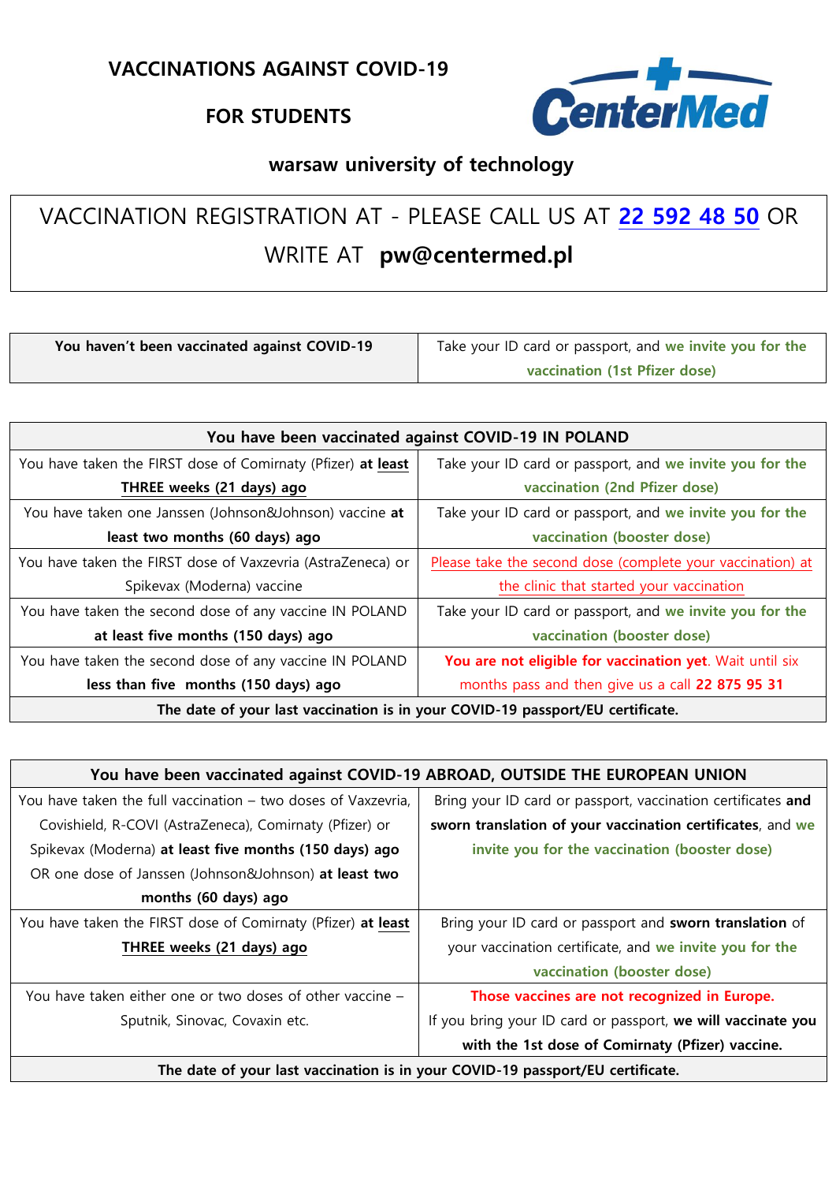# VACCINATIONS AGAINST COVID-19

## FOR STUDENTS

CenterMed

**warsaw university of technology**

VACCINATION REGISTRATION AT - PLEASE CALL US AT 22 592 48 50 OR WRITE AT **pw@centermed.pl**

| **You haven't been vaccinated against COVID-19** | Take your ID card or passport, and **we invite you for the vaccination (1st Pfizer dose)** |
|---|---|

| **You have been vaccinated against COVID-19 IN POLAND** | |
|---|---|
| You have taken the FIRST dose of Comirnaty (Pfizer) **at least THREE weeks (21 days) ago** | Take your ID card or passport, and **we invite you for the vaccination (2nd Pfizer dose)** |
| You have taken one Janssen (Johnson&Johnson) vaccine **at least two months (60 days) ago** | Take your ID card or passport, and **we invite you for the vaccination (booster dose)** |
| You have taken the FIRST dose of Vaxzevria (AstraZeneca) or Spikevax (Moderna) vaccine | Please take the second dose (complete your vaccination) at the clinic that started your vaccination |
| You have taken the second dose of any vaccine IN POLAND **at least five months (150 days) ago** | Take your ID card or passport, and **we invite you for the vaccination (booster dose)** |
| You have taken the second dose of any vaccine IN POLAND **less than five months (150 days) ago** | **You are not eligible for vaccination yet**. Wait until six months pass and then give us a call **22 875 95 31** |
| **The date of your last vaccination is in your COVID-19 passport/EU certificate.** | |

| **You have been vaccinated against COVID-19 ABROAD, OUTSIDE THE EUROPEAN UNION** | |
|---|---|
| You have taken the full vaccination – two doses of Vaxzevria, Covishield, R-COVI (AstraZeneca), Comirnaty (Pfizer) or Spikevax (Moderna) **at least five months (150 days) ago** OR one dose of Janssen (Johnson&Johnson) **at least two months (60 days) ago** | Bring your ID card or passport, vaccination certificates **and sworn translation of your vaccination certificates**, and **we invite you for the vaccination (booster dose)** |
| You have taken the FIRST dose of Comirnaty (Pfizer) **at least THREE weeks (21 days) ago** | Bring your ID card or passport and **sworn translation** of your vaccination certificate, and **we invite you for the vaccination (booster dose)** |
| You have taken either one or two doses of other vaccine – Sputnik, Sinovac, Covaxin etc. | **Those vaccines are not recognized in Europe.** If you bring your ID card or passport, **we will vaccinate you with the 1st dose of Comirnaty (Pfizer) vaccine.** |
| **The date of your last vaccination is in your COVID-19 passport/EU certificate.** | |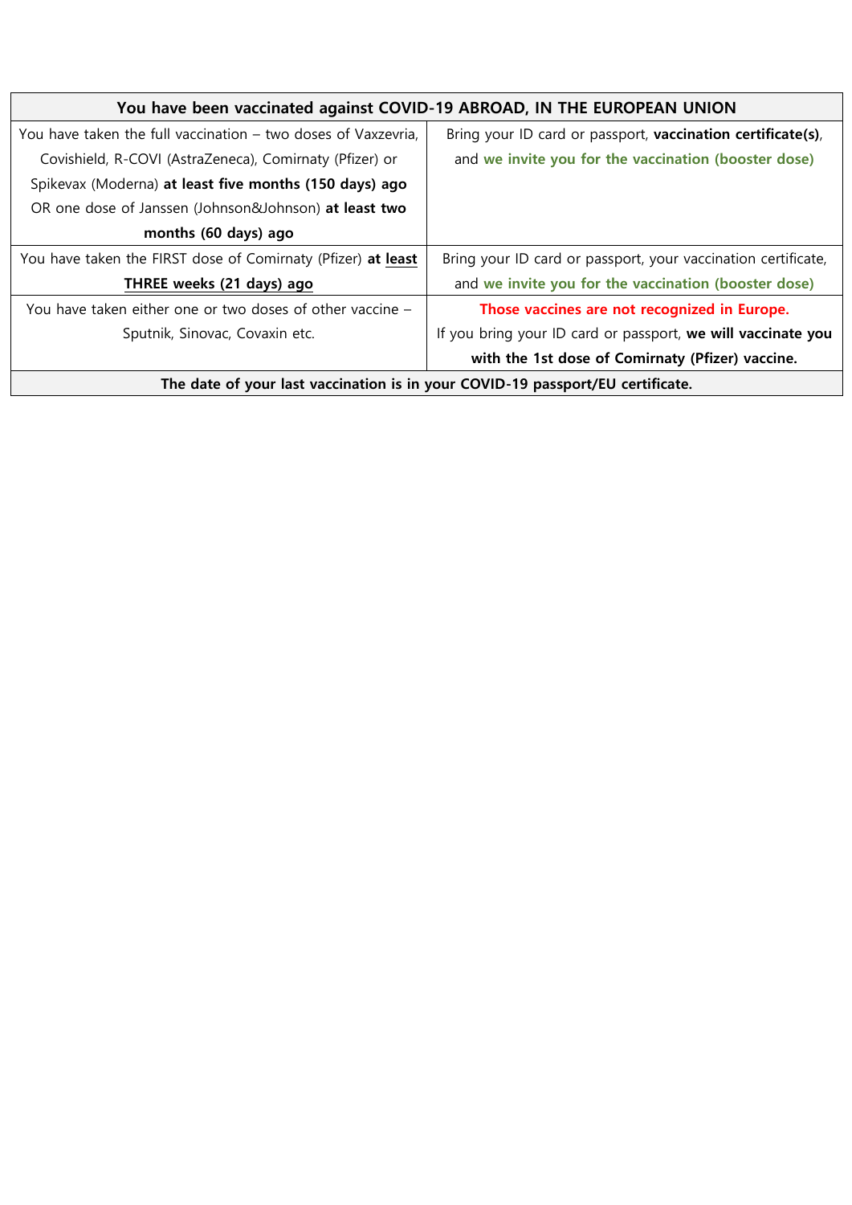| You have been vaccinated against COVID-19 ABROAD, IN THE EUROPEAN UNION | |
|---|---|
| You have taken the full vaccination – two doses of Vaxzevria, Covishield, R-COVI (AstraZeneca), Comirnaty (Pfizer) or Spikevax (Moderna) **at least five months (150 days) ago** OR one dose of Janssen (Johnson&Johnson) **at least two months (60 days) ago** | Bring your ID card or passport, **vaccination certificate(s)**, and **we invite you for the vaccination (booster dose)** |
| You have taken the FIRST dose of Comirnaty (Pfizer) **at least THREE weeks (21 days) ago** | Bring your ID card or passport, your vaccination certificate, and **we invite you for the vaccination (booster dose)** |
| You have taken either one or two doses of other vaccine – Sputnik, Sinovac, Covaxin etc. | **Those vaccines are not recognized in Europe.** If you bring your ID card or passport, **we will vaccinate you with the 1st dose of Comirnaty (Pfizer) vaccine.** |
| **The date of your last vaccination is in your COVID-19 passport/EU certificate.** | |